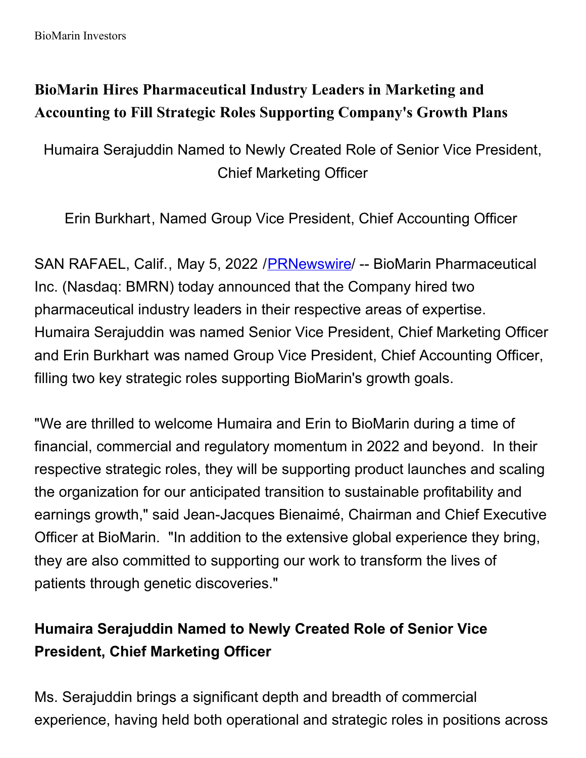# BioMarin Hires Pharmaceutical Industry Leaders in Marketing and Accounting to Fill Strategic Roles Supporting Company's Growth Plans

Humaira Serajuddin Named to Newly Created Role of Senior Vice President, Chief Marketing Officer

Erin Burkhart, Named Group Vice President, Chief Accounting Officer

SAN RAFAEL, Calif., May 5, 2022 /PRNewswire/ -- BioMarin Pharmaceutical Inc. (Nasdaq: BMRN) today announced that the Company hired two pharmaceutical industry leaders in their respective areas of expertise. Humaira Serajuddin was named Senior Vice President, Chief Marketing Officer and Erin Burkhart was named Group Vice President, Chief Accounting Officer, filling two key strategic roles supporting BioMarin's growth goals.

"We are thrilled to welcome Humaira and Erin to BioMarin during a time of financial, commercial and regulatory momentum in 2022 and beyond. In their respective strategic roles, they will be supporting product launches and scaling the organization for our anticipated transition to sustainable profitability and earnings growth," said Jean-Jacques Bienaimé, Chairman and Chief Executive Officer at BioMarin. "In addition to the extensive global experience they bring, they are also committed to supporting our work to transform the lives of patients through genetic discoveries."

## Humaira Serajuddin Named to Newly Created Role of Senior Vice President, Chief Marketing Officer

Ms. Serajuddin brings a significant depth and breadth of commercial experience, having held both operational and strategic roles in positions across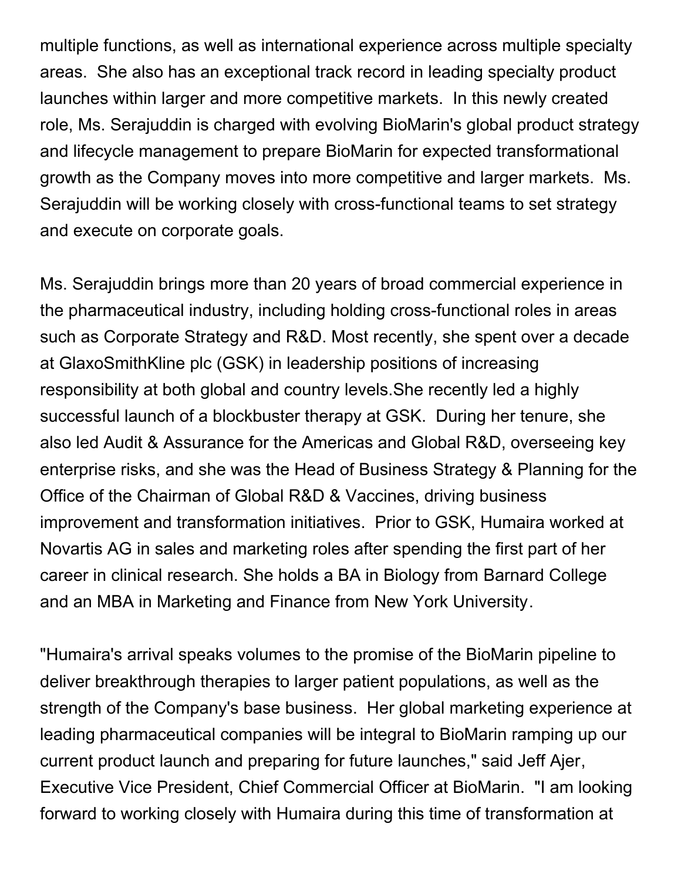multiple functions, as well as international experience across multiple specialty areas. She also has an exceptional track record in leading specialty product launches within larger and more competitive markets. In this newly created role, Ms. Serajuddin is charged with evolving BioMarin's global product strategy and lifecycle management to prepare BioMarin for expected transformational growth as the Company moves into more competitive and larger markets. Ms. Serajuddin will be working closely with cross-functional teams to set strategy and execute on corporate goals.

Ms. Serajuddin brings more than 20 years of broad commercial experience in the pharmaceutical industry, including holding cross-functional roles in areas such as Corporate Strategy and R&D. Most recently, she spent over a decade at GlaxoSmithKline plc (GSK) in leadership positions of increasing responsibility at both global and country levels.She recently led a highly successful launch of a blockbuster therapy at GSK. During her tenure, she also led Audit & Assurance for the Americas and Global R&D, overseeing key enterprise risks, and she was the Head of Business Strategy & Planning for the Office of the Chairman of Global R&D & Vaccines, driving business improvement and transformation initiatives. Prior to GSK, Humaira worked at Novartis AG in sales and marketing roles after spending the first part of her career in clinical research. She holds a BA in Biology from Barnard College and an MBA in Marketing and Finance from New York University.

"Humaira's arrival speaks volumes to the promise of the BioMarin pipeline to deliver breakthrough therapies to larger patient populations, as well as the strength of the Company's base business. Her global marketing experience at leading pharmaceutical companies will be integral to BioMarin ramping up our current product launch and preparing for future launches," said Jeff Ajer, Executive Vice President, Chief Commercial Officer at BioMarin. "I am looking forward to working closely with Humaira during this time of transformation at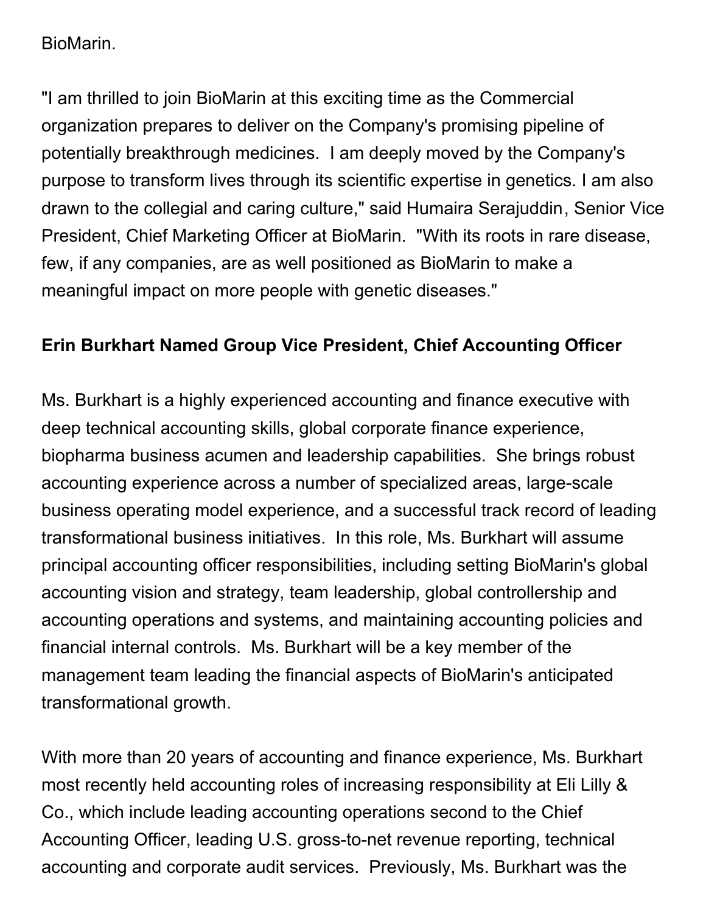BioMarin.

"I am thrilled to join BioMarin at this exciting time as the Commercial organization prepares to deliver on the Company's promising pipeline of potentially breakthrough medicines.  I am deeply moved by the Company's purpose to transform lives through its scientific expertise in genetics. I am also drawn to the collegial and caring culture," said Humaira Serajuddin, Senior Vice President, Chief Marketing Officer at BioMarin.  "With its roots in rare disease, few, if any companies, are as well positioned as BioMarin to make a meaningful impact on more people with genetic diseases."

**Erin Burkhart Named Group Vice President, Chief Accounting Officer**

Ms. Burkhart is a highly experienced accounting and finance executive with deep technical accounting skills, global corporate finance experience, biopharma business acumen and leadership capabilities.  She brings robust accounting experience across a number of specialized areas, large-scale business operating model experience, and a successful track record of leading transformational business initiatives.  In this role, Ms. Burkhart will assume principal accounting officer responsibilities, including setting BioMarin's global accounting vision and strategy, team leadership, global controllership and accounting operations and systems, and maintaining accounting policies and financial internal controls.  Ms. Burkhart will be a key member of the management team leading the financial aspects of BioMarin's anticipated transformational growth.

With more than 20 years of accounting and finance experience, Ms. Burkhart most recently held accounting roles of increasing responsibility at Eli Lilly & Co., which include leading accounting operations second to the Chief Accounting Officer, leading U.S. gross-to-net revenue reporting, technical accounting and corporate audit services.  Previously, Ms. Burkhart was the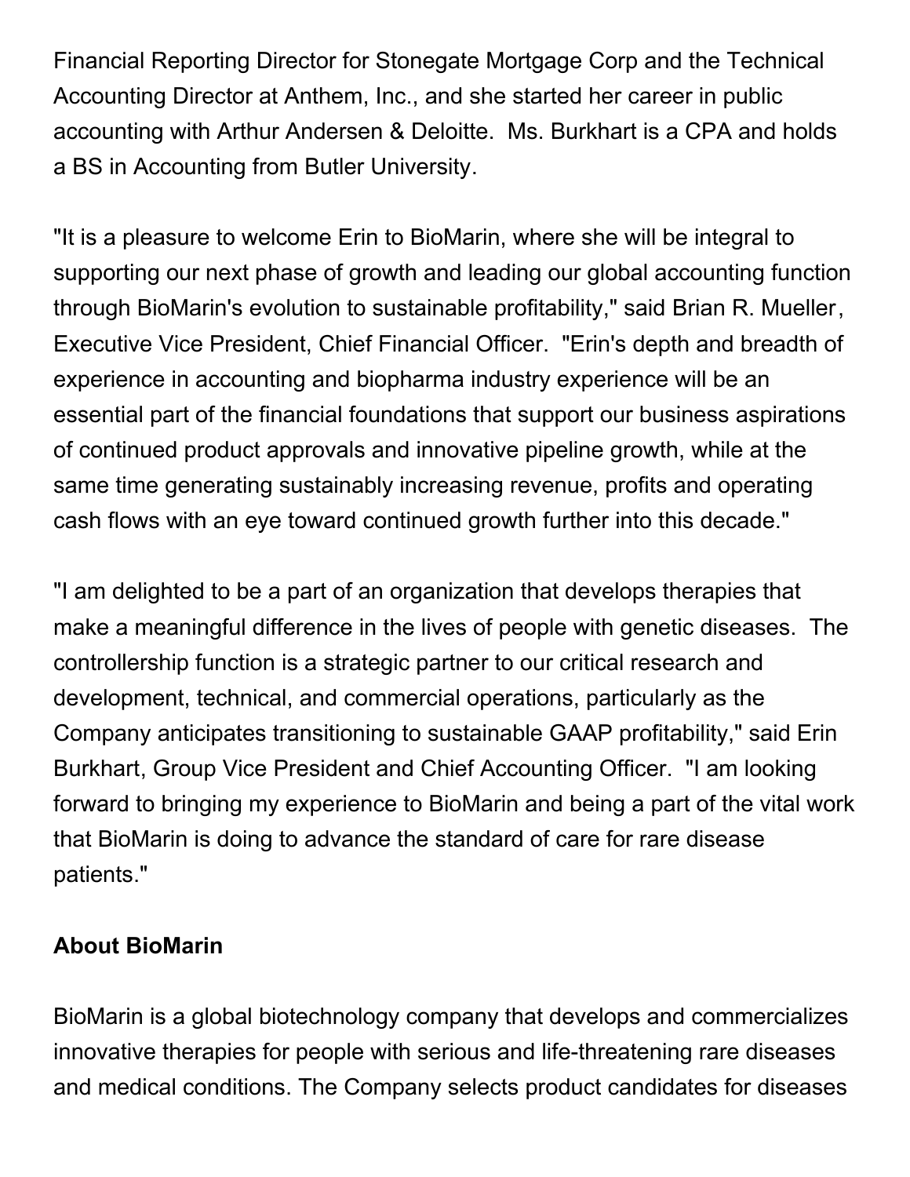Financial Reporting Director for Stonegate Mortgage Corp and the Technical Accounting Director at Anthem, Inc., and she started her career in public accounting with Arthur Andersen & Deloitte.  Ms. Burkhart is a CPA and holds a BS in Accounting from Butler University.

"It is a pleasure to welcome Erin to BioMarin, where she will be integral to supporting our next phase of growth and leading our global accounting function through BioMarin's evolution to sustainable profitability," said Brian R. Mueller, Executive Vice President, Chief Financial Officer.  "Erin's depth and breadth of experience in accounting and biopharma industry experience will be an essential part of the financial foundations that support our business aspirations of continued product approvals and innovative pipeline growth, while at the same time generating sustainably increasing revenue, profits and operating cash flows with an eye toward continued growth further into this decade."

"I am delighted to be a part of an organization that develops therapies that make a meaningful difference in the lives of people with genetic diseases.  The controllership function is a strategic partner to our critical research and development, technical, and commercial operations, particularly as the Company anticipates transitioning to sustainable GAAP profitability," said Erin Burkhart, Group Vice President and Chief Accounting Officer.  "I am looking forward to bringing my experience to BioMarin and being a part of the vital work that BioMarin is doing to advance the standard of care for rare disease patients."

**About BioMarin**

BioMarin is a global biotechnology company that develops and commercializes innovative therapies for people with serious and life-threatening rare diseases and medical conditions. The Company selects product candidates for diseases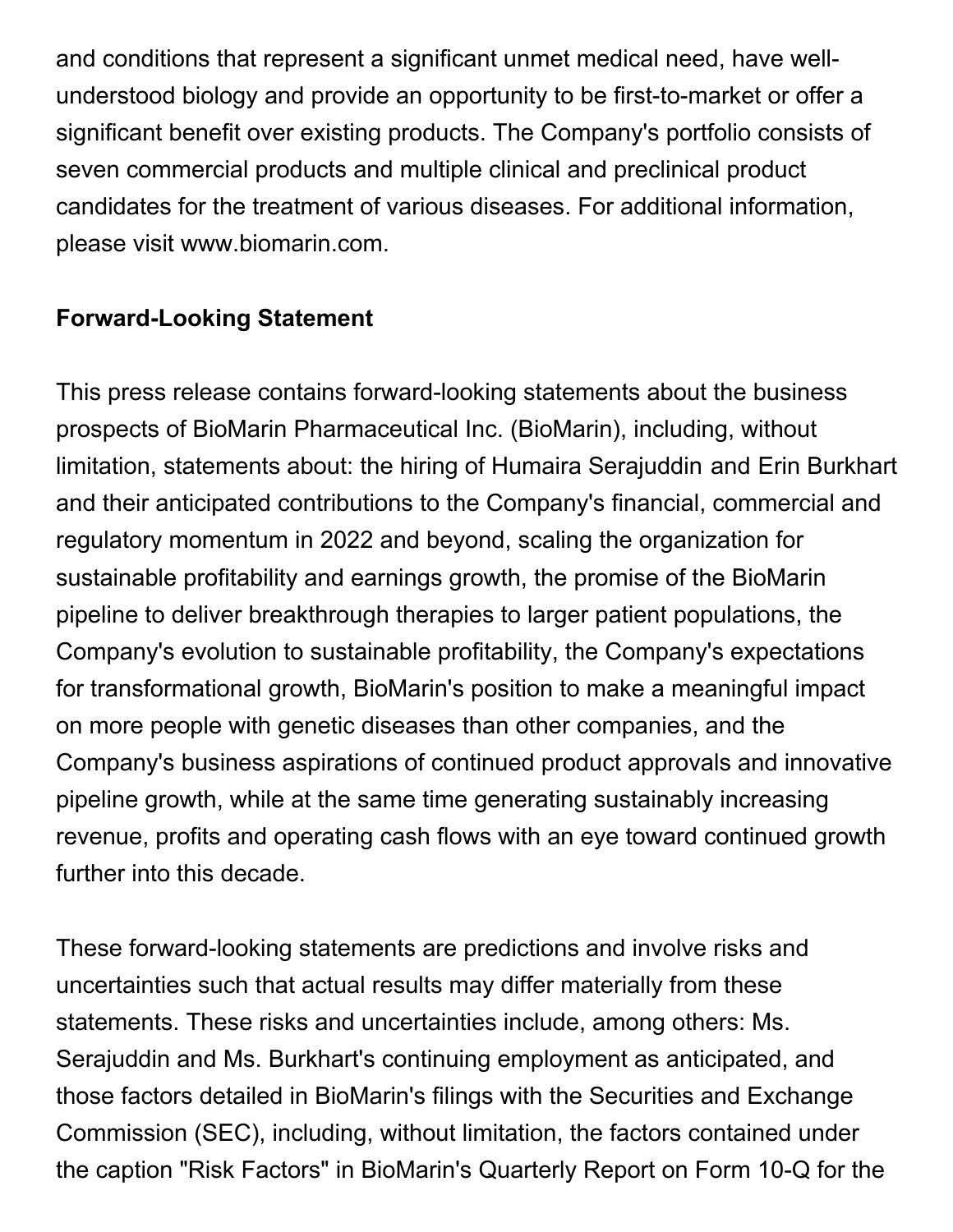and conditions that represent a significant unmet medical need, have well-understood biology and provide an opportunity to be first-to-market or offer a significant benefit over existing products. The Company's portfolio consists of seven commercial products and multiple clinical and preclinical product candidates for the treatment of various diseases. For additional information, please visit www.biomarin.com.

**Forward-Looking Statement**

This press release contains forward-looking statements about the business prospects of BioMarin Pharmaceutical Inc. (BioMarin), including, without limitation, statements about: the hiring of Humaira Serajuddin and Erin Burkhart and their anticipated contributions to the Company's financial, commercial and regulatory momentum in 2022 and beyond, scaling the organization for sustainable profitability and earnings growth, the promise of the BioMarin pipeline to deliver breakthrough therapies to larger patient populations, the Company's evolution to sustainable profitability, the Company's expectations for transformational growth, BioMarin's position to make a meaningful impact on more people with genetic diseases than other companies, and the Company's business aspirations of continued product approvals and innovative pipeline growth, while at the same time generating sustainably increasing revenue, profits and operating cash flows with an eye toward continued growth further into this decade.

These forward-looking statements are predictions and involve risks and uncertainties such that actual results may differ materially from these statements. These risks and uncertainties include, among others: Ms. Serajuddin and Ms. Burkhart's continuing employment as anticipated, and those factors detailed in BioMarin's filings with the Securities and Exchange Commission (SEC), including, without limitation, the factors contained under the caption "Risk Factors" in BioMarin's Quarterly Report on Form 10-Q for the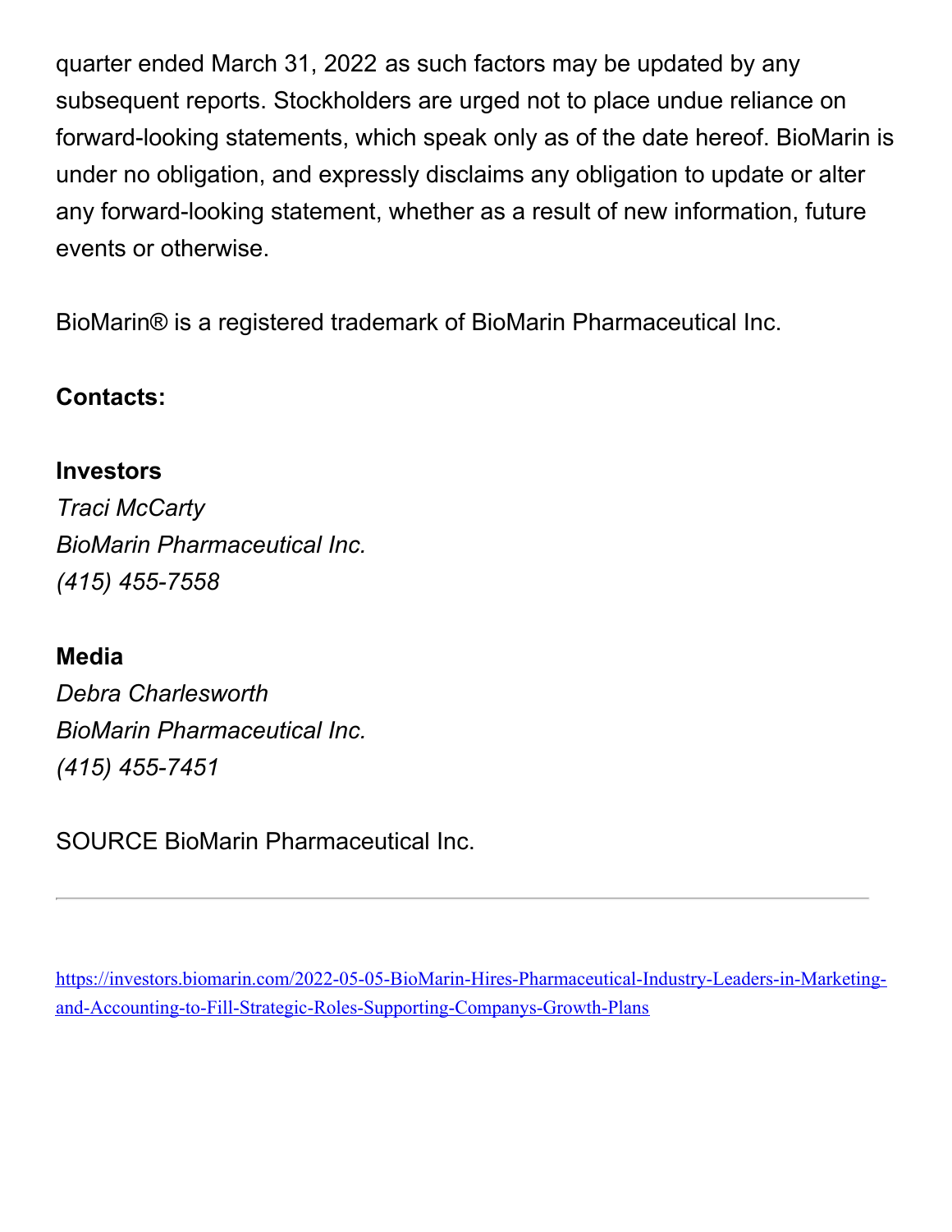quarter ended March 31, 2022 as such factors may be updated by any subsequent reports. Stockholders are urged not to place undue reliance on forward-looking statements, which speak only as of the date hereof. BioMarin is under no obligation, and expressly disclaims any obligation to update or alter any forward-looking statement, whether as a result of new information, future events or otherwise.

BioMarin® is a registered trademark of BioMarin Pharmaceutical Inc.

**Contacts:**

**Investors**
*Traci McCarty*
*BioMarin Pharmaceutical Inc.*
*(415) 455-7558*

**Media**
*Debra Charlesworth*
*BioMarin Pharmaceutical Inc.*
*(415) 455-7451*

SOURCE BioMarin Pharmaceutical Inc.

---

https://investors.biomarin.com/2022-05-05-BioMarin-Hires-Pharmaceutical-Industry-Leaders-in-Marketing-and-Accounting-to-Fill-Strategic-Roles-Supporting-Companys-Growth-Plans